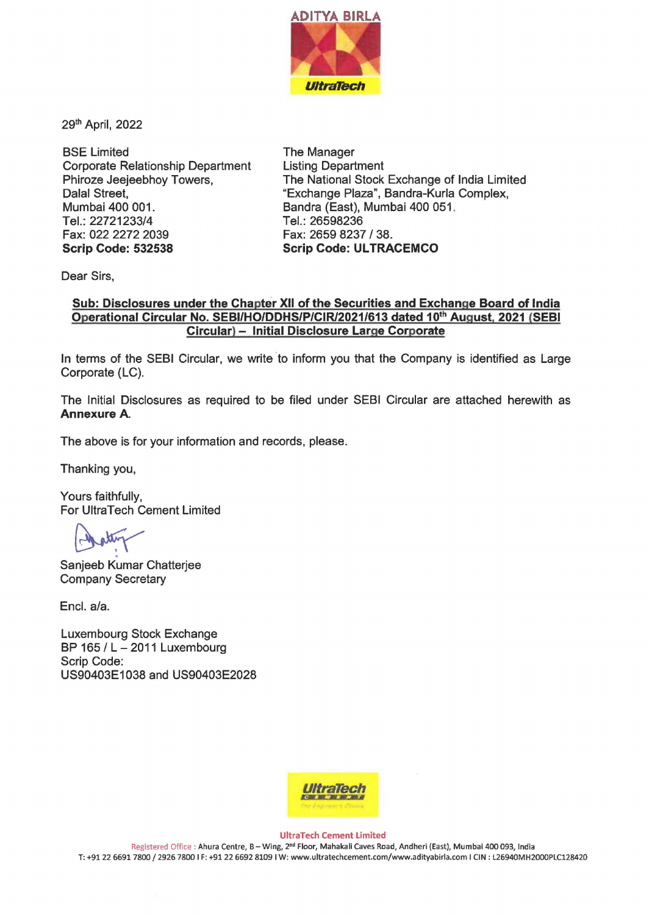ADITYA BIRLA

UltraTech

29th April, 2022

| BSE Limited | The Manager |
|---|---|
| Corporate Relationship Department | Listing Department |
| Phiroze Jeejeebhoy Towers, | The National Stock Exchange of India Limited |
| Dalal Street, | "Exchange Plaza", Bandra-Kurla Complex, |
| Mumbai 400 001. | Bandra (East), Mumbai 400 051. |
| Tel.: 22721233/4 | Tel.: 26598236 |
| Fax: 022 2272 2039 | Fax: 2659 8237 / 38. |
| **Scrip Code: 532538** | **Scrip Code: ULTRACEMCO** |

Dear Sirs,

**Sub: Disclosures under the Chapter XII of the Securities and Exchange Board of India Operational Circular No. SEBI/HO/DDHS/P/CIR/2021/613 dated 10th August, 2021 (SEBI Circular) – Initial Disclosure Large Corporate**

In terms of the SEBI Circular, we write to inform you that the Company is identified as Large Corporate (LC).

The Initial Disclosures as required to be filed under SEBI Circular are attached herewith as **Annexure A**.

The above is for your information and records, please.

Thanking you,

Yours faithfully,
For UltraTech Cement Limited

Sanjeeb Kumar Chatterjee
Company Secretary

Encl. a/a.

Luxembourg Stock Exchange
BP 165 / L – 2011 Luxembourg
Scrip Code:
US90403E1038 and US90403E2028

UltraTech Cement Limited
Registered Office : Ahura Centre, B – Wing, 2nd Floor, Mahakali Caves Road, Andheri (East), Mumbai 400 093, India
T: +91 22 6691 7800 / 2926 7800 I F: +91 22 6692 8109 I W: www.ultratechcement.com/www.adityabirla.com I CIN : L26940MH2000PLC128420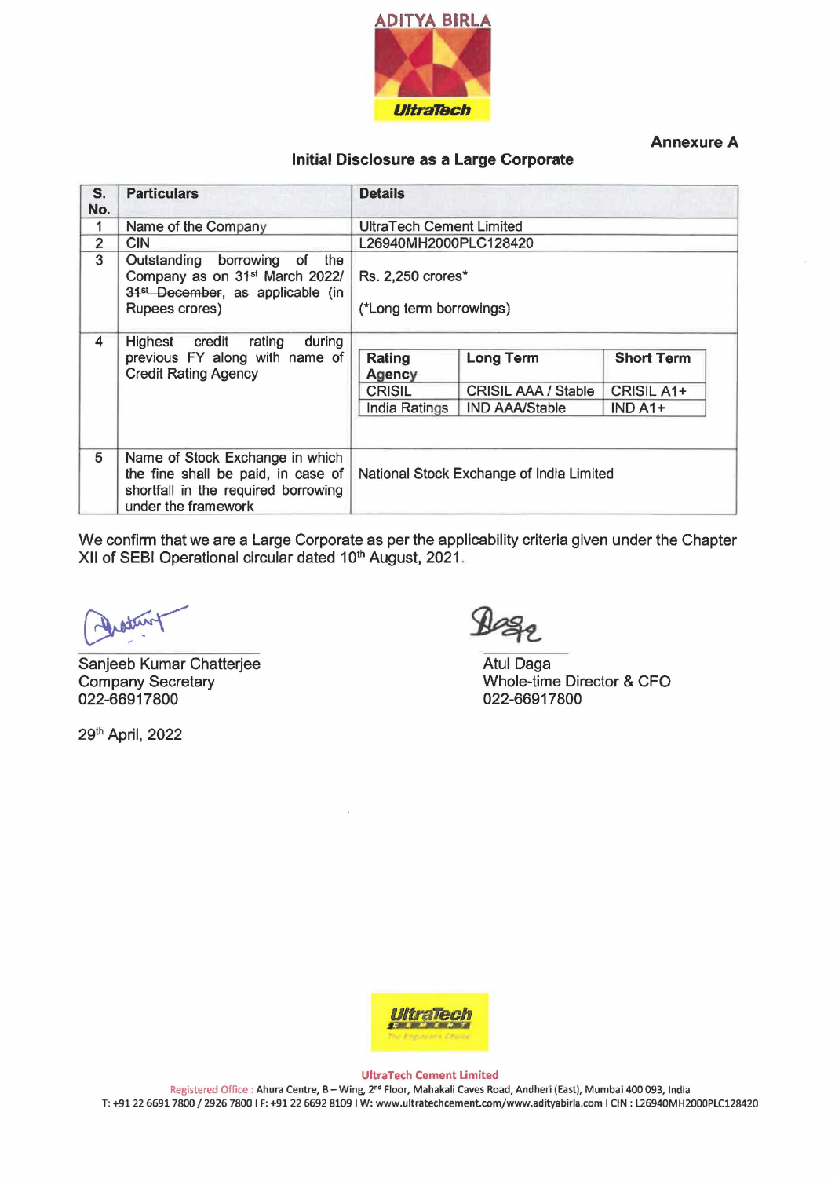ADITYA BIRLA

UltraTech

**Annexure A**

**Initial Disclosure as a Large Corporate**

| S. No. | Particulars | Details |
|---|---|---|
| 1 | Name of the Company | UltraTech Cement Limited |
| 2 | CIN | L26940MH2000PLC128420 |
| 3 | Outstanding borrowing of the Company as on 31st March 2022/ ~~31st December~~, as applicable (in Rupees crores) | Rs. 2,250 crores*<br><br>(*Long term borrowings) |
| 4 | Highest credit rating during previous FY along with name of Credit Rating Agency | **Rating Agency** / **Long Term** / **Short Term**<br>CRISIL / CRISIL AAA / Stable / CRISIL A1+<br>India Ratings / IND AAA/Stable / IND A1+ |
| 5 | Name of Stock Exchange in which the fine shall be paid, in case of shortfall in the required borrowing under the framework | National Stock Exchange of India Limited |

We confirm that we are a Large Corporate as per the applicability criteria given under the Chapter XII of SEBI Operational circular dated 10th August, 2021.

Sanjeeb Kumar Chatterjee
Company Secretary
022-66917800

Atul Daga
Whole-time Director & CFO
022-66917800

29th April, 2022

UltraTech Cement Limited
Registered Office : Ahura Centre, B – Wing, 2nd Floor, Mahakali Caves Road, Andheri (East), Mumbai 400 093, India
T: +91 22 6691 7800 / 2926 7800 I F: +91 22 6692 8109 I W: www.ultratechcement.com/www.adityabirla.com I CIN : L26940MH2000PLC128420